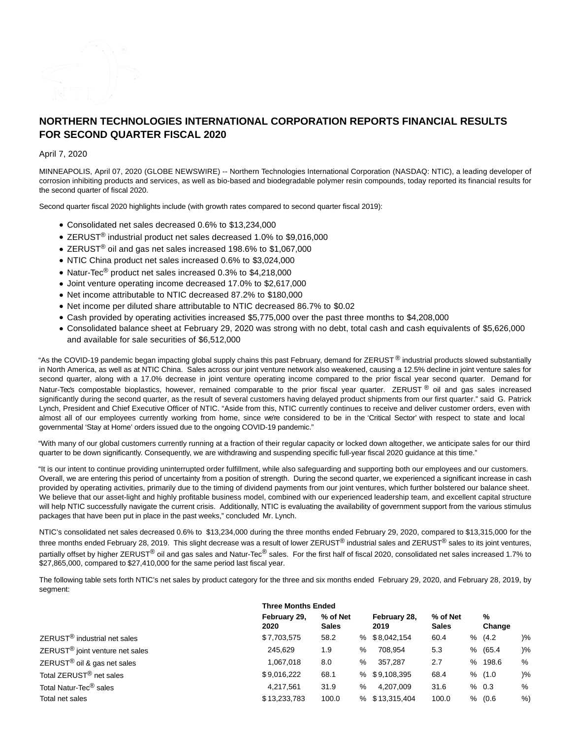# NORTHERN TECHNOLOGIES INTERNATIONAL CORPORATION REPORTS FINANCIAL RESULTS FOR SECOND QUARTER FISCAL 2020

April 7, 2020

MINNEAPOLIS, April 07, 2020 (GLOBE NEWSWIRE) -- Northern Technologies International Corporation (NASDAQ: NTIC), a leading developer of corrosion inhibiting products and services, as well as bio-based and biodegradable polymer resin compounds, today reported its financial results for the second quarter of fiscal 2020.

Second quarter fiscal 2020 highlights include (with growth rates compared to second quarter fiscal 2019):

- Consolidated net sales decreased 0.6% to $13,234,000
- ZERUST® industrial product net sales decreased 1.0% to $9,016,000
- ZERUST® oil and gas net sales increased 198.6% to $1,067,000
- NTIC China product net sales increased 0.6% to $3,024,000
- Natur-Tec® product net sales increased 0.3% to $4,218,000
- Joint venture operating income decreased 17.0% to $2,617,000
- Net income attributable to NTIC decreased 87.2% to $180,000
- Net income per diluted share attributable to NTIC decreased 86.7% to $0.02
- Cash provided by operating activities increased $5,775,000 over the past three months to $4,208,000
- Consolidated balance sheet at February 29, 2020 was strong with no debt, total cash and cash equivalents of $5,626,000 and available for sale securities of $6,512,000

"As the COVID-19 pandemic began impacting global supply chains this past February, demand for ZERUST® industrial products slowed substantially in North America, as well as at NTIC China. Sales across our joint venture network also weakened, causing a 12.5% decline in joint venture sales for second quarter, along with a 17.0% decrease in joint venture operating income compared to the prior fiscal year second quarter. Demand for Natur-Tec's compostable bioplastics, however, remained comparable to the prior fiscal year quarter. ZERUST® oil and gas sales increased significantly during the second quarter, as the result of several customers having delayed product shipments from our first quarter." said G. Patrick Lynch, President and Chief Executive Officer of NTIC. "Aside from this, NTIC currently continues to receive and deliver customer orders, even with almost all of our employees currently working from home, since we're considered to be in the 'Critical Sector' with respect to state and local governmental 'Stay at Home' orders issued due to the ongoing COVID-19 pandemic."

"With many of our global customers currently running at a fraction of their regular capacity or locked down altogether, we anticipate sales for our third quarter to be down significantly. Consequently, we are withdrawing and suspending specific full-year fiscal 2020 guidance at this time."

"It is our intent to continue providing uninterrupted order fulfillment, while also safeguarding and supporting both our employees and our customers. Overall, we are entering this period of uncertainty from a position of strength. During the second quarter, we experienced a significant increase in cash provided by operating activities, primarily due to the timing of dividend payments from our joint ventures, which further bolstered our balance sheet. We believe that our asset-light and highly profitable business model, combined with our experienced leadership team, and excellent capital structure will help NTIC successfully navigate the current crisis. Additionally, NTIC is evaluating the availability of government support from the various stimulus packages that have been put in place in the past weeks," concluded Mr. Lynch.

NTIC's consolidated net sales decreased 0.6% to $13,234,000 during the three months ended February 29, 2020, compared to $13,315,000 for the three months ended February 28, 2019. This slight decrease was a result of lower ZERUST® industrial sales and ZERUST® sales to its joint ventures, partially offset by higher ZERUST® oil and gas sales and Natur-Tec® sales. For the first half of fiscal 2020, consolidated net sales increased 1.7% to $27,865,000, compared to $27,410,000 for the same period last fiscal year.

The following table sets forth NTIC's net sales by product category for the three and six months ended February 29, 2020, and February 28, 2019, by segment:

| | Three Months Ended | | | | |
|---|---|---|---|---|---|
| | February 29, 2020 | % of Net Sales | February 28, 2019 | % of Net Sales | % Change |
| ZERUST® industrial net sales | $7,703,575 | 58.2 % | $8,042,154 | 60.4 % | (4.2)% |
| ZERUST® joint venture net sales | 245,629 | 1.9 % | 708,954 | 5.3 % | (65.4)% |
| ZERUST® oil & gas net sales | 1,067,018 | 8.0 % | 357,287 | 2.7 % | 198.6 % |
| Total ZERUST® net sales | $9,016,222 | 68.1 % | $9,108,395 | 68.4 % | (1.0)% |
| Total Natur-Tec® sales | 4,217,561 | 31.9 % | 4,207,009 | 31.6 % | 0.3 % |
| Total net sales | $13,233,783 | 100.0 % | $13,315,404 | 100.0 % | (0.6%) |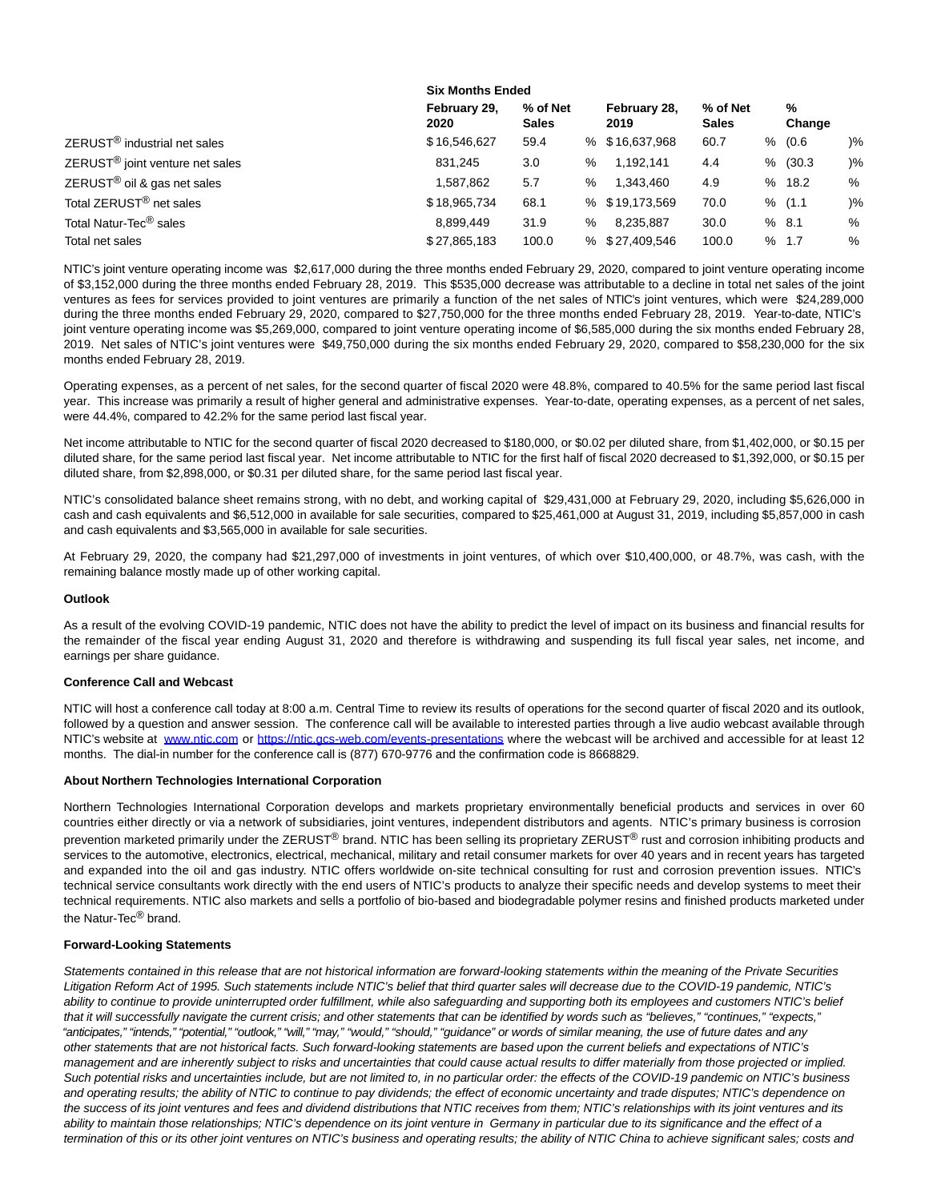| | Six Months Ended | | | | |
|---|---|---|---|---|---|
| | February 29, 2020 | % of Net Sales | February 28, 2019 | % of Net Sales | % Change |
| ZERUST® industrial net sales | $16,546,627 | 59.4 % | $16,637,968 | 60.7 % | (0.6)% |
| ZERUST® joint venture net sales | 831,245 | 3.0 % | 1,192,141 | 4.4 % | (30.3)% |
| ZERUST® oil & gas net sales | 1,587,862 | 5.7 % | 1,343,460 | 4.9 % | 18.2 % |
| Total ZERUST® net sales | $18,965,734 | 68.1 % | $19,173,569 | 70.0 % | (1.1)% |
| Total Natur-Tec® sales | 8,899,449 | 31.9 % | 8,235,887 | 30.0 % | 8.1 % |
| Total net sales | $27,865,183 | 100.0 % | $27,409,546 | 100.0 % | 1.7 % |

NTIC's joint venture operating income was $2,617,000 during the three months ended February 29, 2020, compared to joint venture operating income of $3,152,000 during the three months ended February 28, 2019. This $535,000 decrease was attributable to a decline in total net sales of the joint ventures as fees for services provided to joint ventures are primarily a function of the net sales of NTIC's joint ventures, which were $24,289,000 during the three months ended February 29, 2020, compared to $27,750,000 for the three months ended February 28, 2019. Year-to-date, NTIC's joint venture operating income was $5,269,000, compared to joint venture operating income of $6,585,000 during the six months ended February 28, 2019. Net sales of NTIC's joint ventures were $49,750,000 during the six months ended February 29, 2020, compared to $58,230,000 for the six months ended February 28, 2019.

Operating expenses, as a percent of net sales, for the second quarter of fiscal 2020 were 48.8%, compared to 40.5% for the same period last fiscal year. This increase was primarily a result of higher general and administrative expenses. Year-to-date, operating expenses, as a percent of net sales, were 44.4%, compared to 42.2% for the same period last fiscal year.

Net income attributable to NTIC for the second quarter of fiscal 2020 decreased to $180,000, or $0.02 per diluted share, from $1,402,000, or $0.15 per diluted share, for the same period last fiscal year. Net income attributable to NTIC for the first half of fiscal 2020 decreased to $1,392,000, or $0.15 per diluted share, from $2,898,000, or $0.31 per diluted share, for the same period last fiscal year.

NTIC's consolidated balance sheet remains strong, with no debt, and working capital of $29,431,000 at February 29, 2020, including $5,626,000 in cash and cash equivalents and $6,512,000 in available for sale securities, compared to $25,461,000 at August 31, 2019, including $5,857,000 in cash and cash equivalents and $3,565,000 in available for sale securities.

At February 29, 2020, the company had $21,297,000 of investments in joint ventures, of which over $10,400,000, or 48.7%, was cash, with the remaining balance mostly made up of other working capital.

**Outlook**

As a result of the evolving COVID-19 pandemic, NTIC does not have the ability to predict the level of impact on its business and financial results for the remainder of the fiscal year ending August 31, 2020 and therefore is withdrawing and suspending its full fiscal year sales, net income, and earnings per share guidance.

**Conference Call and Webcast**

NTIC will host a conference call today at 8:00 a.m. Central Time to review its results of operations for the second quarter of fiscal 2020 and its outlook, followed by a question and answer session. The conference call will be available to interested parties through a live audio webcast available through NTIC's website at [www.ntic.com](http://www.ntic.com) or [https://ntic.gcs-web.com/events-presentations](https://ntic.gcs-web.com/events-presentations) where the webcast will be archived and accessible for at least 12 months. The dial-in number for the conference call is (877) 670-9776 and the confirmation code is 8668829.

**About Northern Technologies International Corporation**

Northern Technologies International Corporation develops and markets proprietary environmentally beneficial products and services in over 60 countries either directly or via a network of subsidiaries, joint ventures, independent distributors and agents. NTIC's primary business is corrosion prevention marketed primarily under the ZERUST® brand. NTIC has been selling its proprietary ZERUST® rust and corrosion inhibiting products and services to the automotive, electronics, electrical, mechanical, military and retail consumer markets for over 40 years and in recent years has targeted and expanded into the oil and gas industry. NTIC offers worldwide on-site technical consulting for rust and corrosion prevention issues. NTIC's technical service consultants work directly with the end users of NTIC's products to analyze their specific needs and develop systems to meet their technical requirements. NTIC also markets and sells a portfolio of bio-based and biodegradable polymer resins and finished products marketed under the Natur-Tec® brand.

**Forward-Looking Statements**

*Statements contained in this release that are not historical information are forward-looking statements within the meaning of the Private Securities Litigation Reform Act of 1995. Such statements include NTIC's belief that third quarter sales will decrease due to the COVID-19 pandemic, NTIC's ability to continue to provide uninterrupted order fulfillment, while also safeguarding and supporting both its employees and customers NTIC's belief that it will successfully navigate the current crisis; and other statements that can be identified by words such as "believes," "continues," "expects," "anticipates," "intends," "potential," "outlook," "will," "may," "would," "should," "guidance" or words of similar meaning, the use of future dates and any other statements that are not historical facts. Such forward-looking statements are based upon the current beliefs and expectations of NTIC's management and are inherently subject to risks and uncertainties that could cause actual results to differ materially from those projected or implied. Such potential risks and uncertainties include, but are not limited to, in no particular order: the effects of the COVID-19 pandemic on NTIC's business and operating results; the ability of NTIC to continue to pay dividends; the effect of economic uncertainty and trade disputes; NTIC's dependence on the success of its joint ventures and fees and dividend distributions that NTIC receives from them; NTIC's relationships with its joint ventures and its ability to maintain those relationships; NTIC's dependence on its joint venture in Germany in particular due to its significance and the effect of a termination of this or its other joint ventures on NTIC's business and operating results; the ability of NTIC China to achieve significant sales; costs and*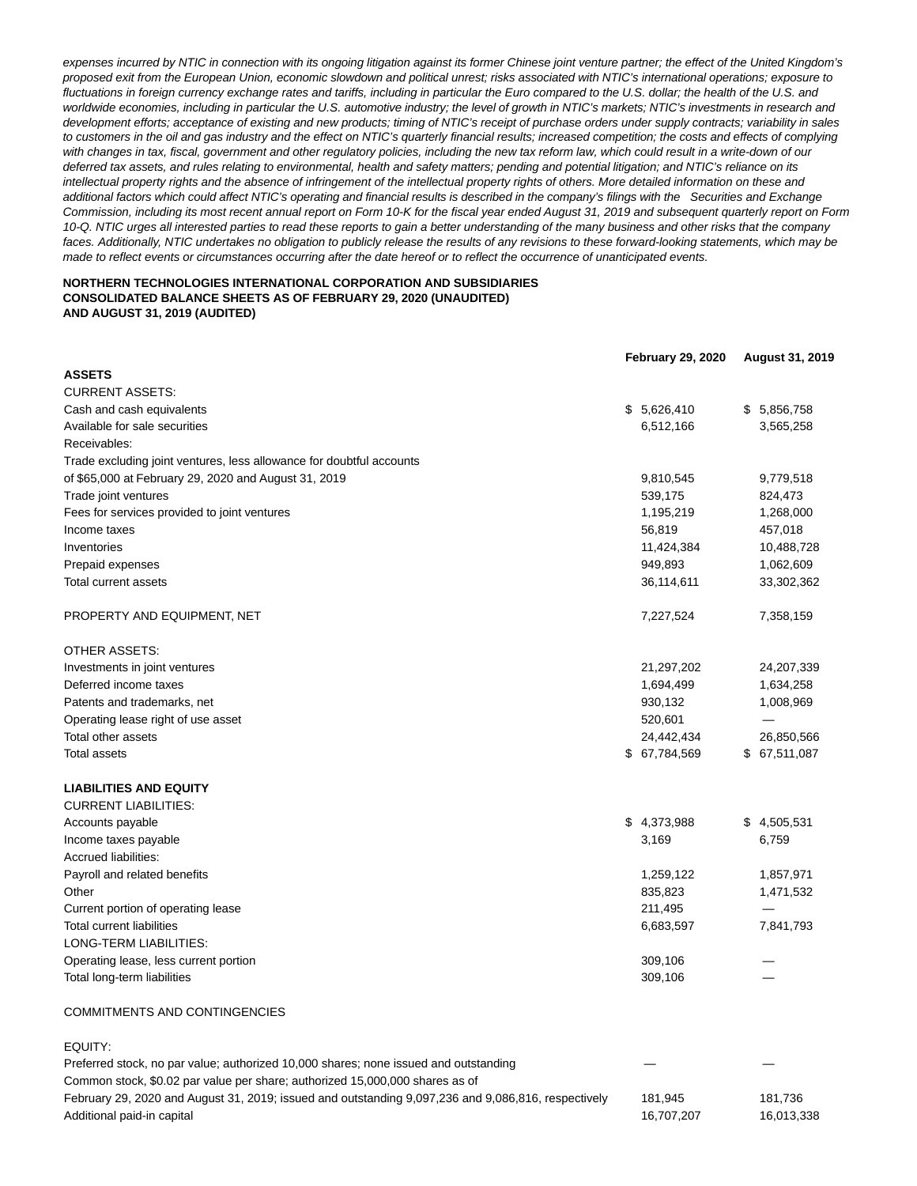*expenses incurred by NTIC in connection with its ongoing litigation against its former Chinese joint venture partner; the effect of the United Kingdom's proposed exit from the European Union, economic slowdown and political unrest; risks associated with NTIC's international operations; exposure to fluctuations in foreign currency exchange rates and tariffs, including in particular the Euro compared to the U.S. dollar; the health of the U.S. and worldwide economies, including in particular the U.S. automotive industry; the level of growth in NTIC's markets; NTIC's investments in research and development efforts; acceptance of existing and new products; timing of NTIC's receipt of purchase orders under supply contracts; variability in sales to customers in the oil and gas industry and the effect on NTIC's quarterly financial results; increased competition; the costs and effects of complying with changes in tax, fiscal, government and other regulatory policies, including the new tax reform law, which could result in a write-down of our deferred tax assets, and rules relating to environmental, health and safety matters; pending and potential litigation; and NTIC's reliance on its intellectual property rights and the absence of infringement of the intellectual property rights of others. More detailed information on these and additional factors which could affect NTIC's operating and financial results is described in the company's filings with the Securities and Exchange Commission, including its most recent annual report on Form 10-K for the fiscal year ended August 31, 2019 and subsequent quarterly report on Form 10-Q. NTIC urges all interested parties to read these reports to gain a better understanding of the many business and other risks that the company faces. Additionally, NTIC undertakes no obligation to publicly release the results of any revisions to these forward-looking statements, which may be made to reflect events or circumstances occurring after the date hereof or to reflect the occurrence of unanticipated events.*

**NORTHERN TECHNOLOGIES INTERNATIONAL CORPORATION AND SUBSIDIARIES**
**CONSOLIDATED BALANCE SHEETS AS OF FEBRUARY 29, 2020 (UNAUDITED)**
**AND AUGUST 31, 2019 (AUDITED)**

| | **February 29, 2020** | **August 31, 2019** |
|---|---|---|
| **ASSETS** | | |
| CURRENT ASSETS: | | |
| Cash and cash equivalents | $ 5,626,410 | $ 5,856,758 |
| Available for sale securities | 6,512,166 | 3,565,258 |
| Receivables: | | |
| Trade excluding joint ventures, less allowance for doubtful accounts of $65,000 at February 29, 2020 and August 31, 2019 | 9,810,545 | 9,779,518 |
| Trade joint ventures | 539,175 | 824,473 |
| Fees for services provided to joint ventures | 1,195,219 | 1,268,000 |
| Income taxes | 56,819 | 457,018 |
| Inventories | 11,424,384 | 10,488,728 |
| Prepaid expenses | 949,893 | 1,062,609 |
| Total current assets | 36,114,611 | 33,302,362 |
| | | |
| PROPERTY AND EQUIPMENT, NET | 7,227,524 | 7,358,159 |
| | | |
| OTHER ASSETS: | | |
| Investments in joint ventures | 21,297,202 | 24,207,339 |
| Deferred income taxes | 1,694,499 | 1,634,258 |
| Patents and trademarks, net | 930,132 | 1,008,969 |
| Operating lease right of use asset | 520,601 | — |
| Total other assets | 24,442,434 | 26,850,566 |
| Total assets | $ 67,784,569 | $ 67,511,087 |
| | | |
| **LIABILITIES AND EQUITY** | | |
| CURRENT LIABILITIES: | | |
| Accounts payable | $ 4,373,988 | $ 4,505,531 |
| Income taxes payable | 3,169 | 6,759 |
| Accrued liabilities: | | |
| Payroll and related benefits | 1,259,122 | 1,857,971 |
| Other | 835,823 | 1,471,532 |
| Current portion of operating lease | 211,495 | — |
| Total current liabilities | 6,683,597 | 7,841,793 |
| LONG-TERM LIABILITIES: | | |
| Operating lease, less current portion | 309,106 | — |
| Total long-term liabilities | 309,106 | — |
| | | |
| COMMITMENTS AND CONTINGENCIES | | |
| | | |
| EQUITY: | | |
| Preferred stock, no par value; authorized 10,000 shares; none issued and outstanding | — | — |
| Common stock, $0.02 par value per share; authorized 15,000,000 shares as of February 29, 2020 and August 31, 2019; issued and outstanding 9,097,236 and 9,086,816, respectively | 181,945 | 181,736 |
| Additional paid-in capital | 16,707,207 | 16,013,338 |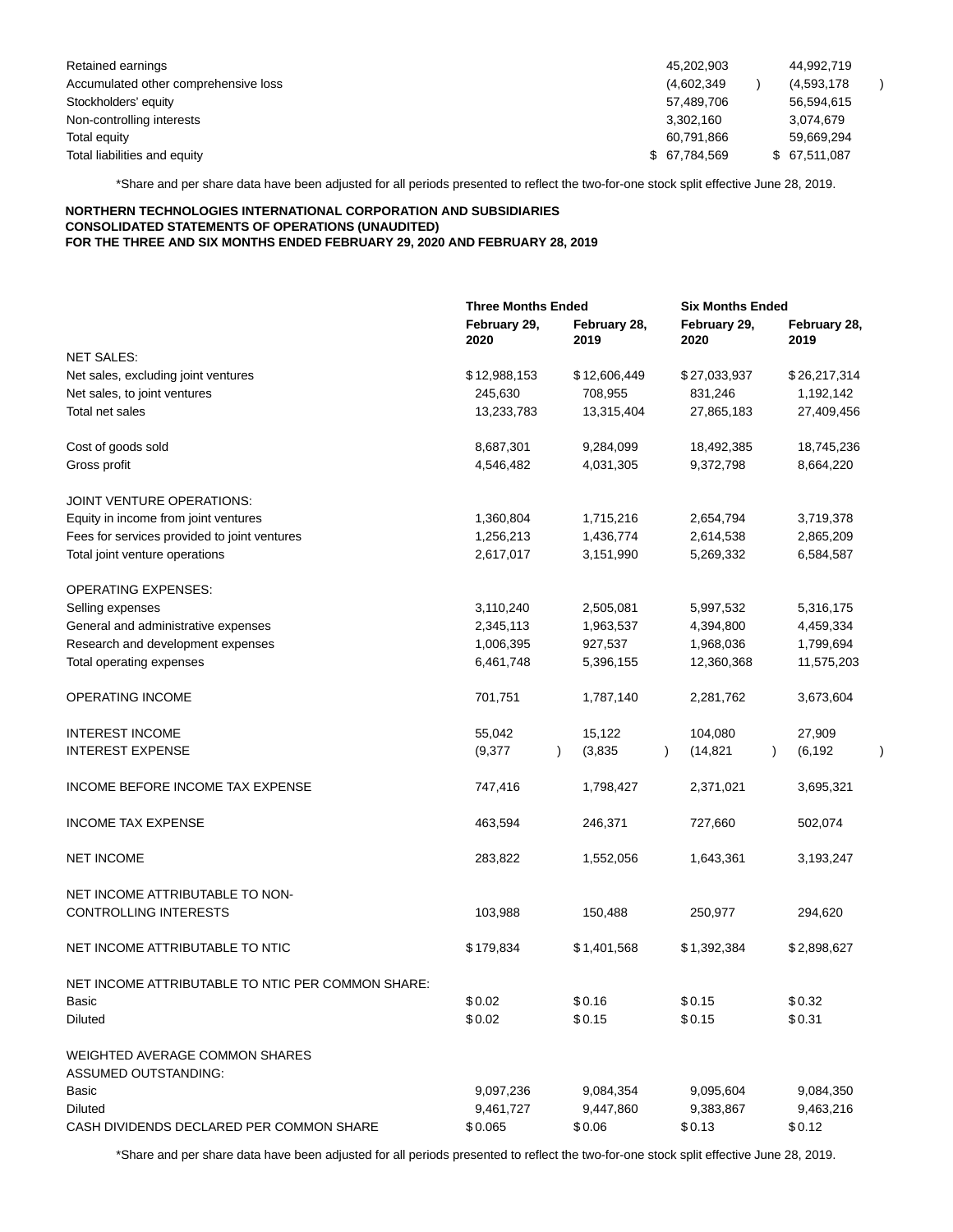| | | |
|---|---|---|
| Retained earnings | 45,202,903 | 44,992,719 |
| Accumulated other comprehensive loss | (4,602,349) | (4,593,178) |
| Stockholders' equity | 57,489,706 | 56,594,615 |
| Non-controlling interests | 3,302,160 | 3,074,679 |
| Total equity | 60,791,866 | 59,669,294 |
| Total liabilities and equity | $ 67,784,569 | $ 67,511,087 |

*Share and per share data have been adjusted for all periods presented to reflect the two-for-one stock split effective June 28, 2019.

**NORTHERN TECHNOLOGIES INTERNATIONAL CORPORATION AND SUBSIDIARIES**
**CONSOLIDATED STATEMENTS OF OPERATIONS (UNAUDITED)**
**FOR THE THREE AND SIX MONTHS ENDED FEBRUARY 29, 2020 AND FEBRUARY 28, 2019**

| | **Three Months Ended** | | **Six Months Ended** | |
|---|---|---|---|---|
| | **February 29, 2020** | **February 28, 2019** | **February 29, 2020** | **February 28, 2019** |
| NET SALES: | | | | |
| Net sales, excluding joint ventures | $12,988,153 | $12,606,449 | $27,033,937 | $26,217,314 |
| Net sales, to joint ventures | 245,630 | 708,955 | 831,246 | 1,192,142 |
| Total net sales | 13,233,783 | 13,315,404 | 27,865,183 | 27,409,456 |
| | | | | |
| Cost of goods sold | 8,687,301 | 9,284,099 | 18,492,385 | 18,745,236 |
| Gross profit | 4,546,482 | 4,031,305 | 9,372,798 | 8,664,220 |
| | | | | |
| JOINT VENTURE OPERATIONS: | | | | |
| Equity in income from joint ventures | 1,360,804 | 1,715,216 | 2,654,794 | 3,719,378 |
| Fees for services provided to joint ventures | 1,256,213 | 1,436,774 | 2,614,538 | 2,865,209 |
| Total joint venture operations | 2,617,017 | 3,151,990 | 5,269,332 | 6,584,587 |
| | | | | |
| OPERATING EXPENSES: | | | | |
| Selling expenses | 3,110,240 | 2,505,081 | 5,997,532 | 5,316,175 |
| General and administrative expenses | 2,345,113 | 1,963,537 | 4,394,800 | 4,459,334 |
| Research and development expenses | 1,006,395 | 927,537 | 1,968,036 | 1,799,694 |
| Total operating expenses | 6,461,748 | 5,396,155 | 12,360,368 | 11,575,203 |
| | | | | |
| OPERATING INCOME | 701,751 | 1,787,140 | 2,281,762 | 3,673,604 |
| | | | | |
| INTEREST INCOME | 55,042 | 15,122 | 104,080 | 27,909 |
| INTEREST EXPENSE | (9,377) | (3,835) | (14,821) | (6,192) |
| | | | | |
| INCOME BEFORE INCOME TAX EXPENSE | 747,416 | 1,798,427 | 2,371,021 | 3,695,321 |
| | | | | |
| INCOME TAX EXPENSE | 463,594 | 246,371 | 727,660 | 502,074 |
| | | | | |
| NET INCOME | 283,822 | 1,552,056 | 1,643,361 | 3,193,247 |
| | | | | |
| NET INCOME ATTRIBUTABLE TO NON-CONTROLLING INTERESTS | 103,988 | 150,488 | 250,977 | 294,620 |
| | | | | |
| NET INCOME ATTRIBUTABLE TO NTIC | $179,834 | $1,401,568 | $1,392,384 | $2,898,627 |
| | | | | |
| NET INCOME ATTRIBUTABLE TO NTIC PER COMMON SHARE: | | | | |
| Basic | $0.02 | $0.16 | $0.15 | $0.32 |
| Diluted | $0.02 | $0.15 | $0.15 | $0.31 |
| | | | | |
| WEIGHTED AVERAGE COMMON SHARES ASSUMED OUTSTANDING: | | | | |
| Basic | 9,097,236 | 9,084,354 | 9,095,604 | 9,084,350 |
| Diluted | 9,461,727 | 9,447,860 | 9,383,867 | 9,463,216 |
| CASH DIVIDENDS DECLARED PER COMMON SHARE | $0.065 | $0.06 | $0.13 | $0.12 |

*Share and per share data have been adjusted for all periods presented to reflect the two-for-one stock split effective June 28, 2019.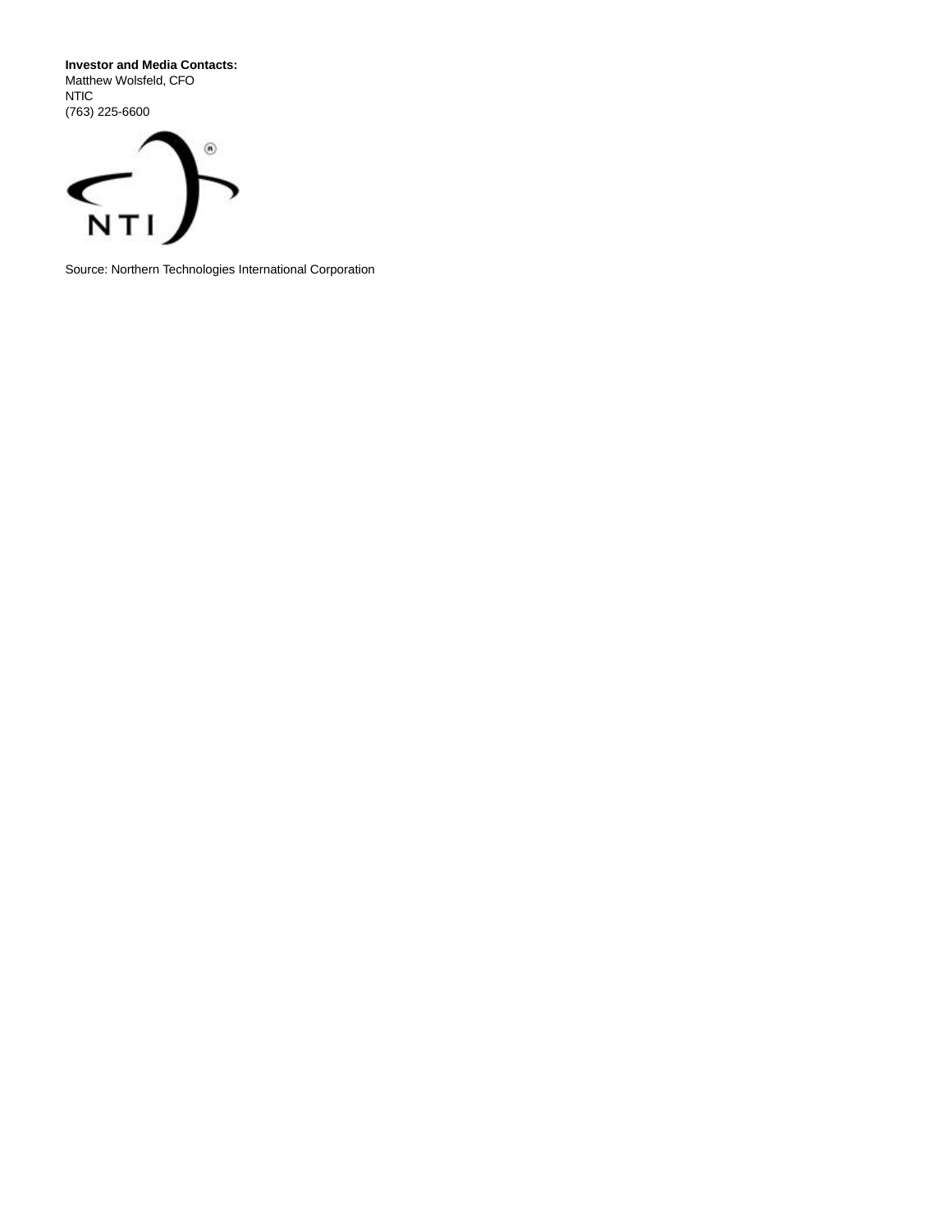**Investor and Media Contacts:**
Matthew Wolsfeld, CFO
NTIC
(763) 225-6600

Source: Northern Technologies International Corporation